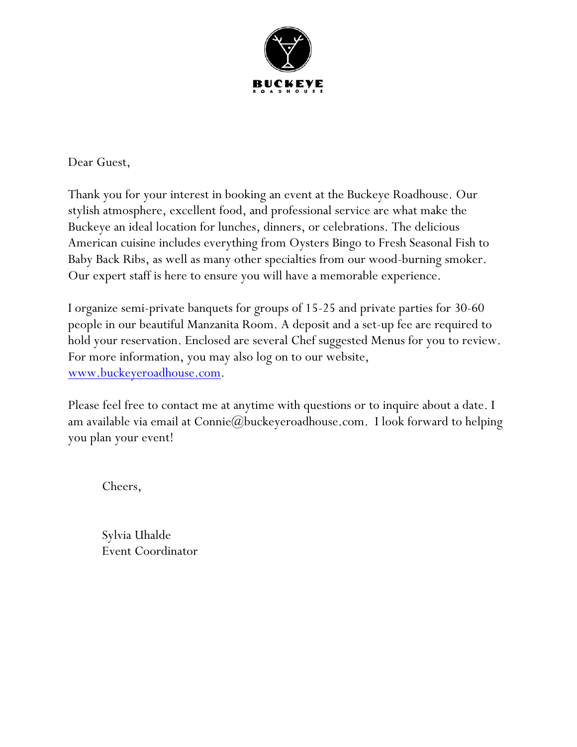BUCKEYE
ROADHOUSE

Dear Guest,

Thank you for your interest in booking an event at the Buckeye Roadhouse. Our stylish atmosphere, excellent food, and professional service are what make the Buckeye an ideal location for lunches, dinners, or celebrations. The delicious American cuisine includes everything from Oysters Bingo to Fresh Seasonal Fish to Baby Back Ribs, as well as many other specialties from our wood-burning smoker. Our expert staff is here to ensure you will have a memorable experience.

I organize semi-private banquets for groups of 15-25 and private parties for 30-60 people in our beautiful Manzanita Room. A deposit and a set-up fee are required to hold your reservation. Enclosed are several Chef suggested Menus for you to review. For more information, you may also log on to our website, [www.buckeyeroadhouse.com](http://www.buckeyeroadhouse.com).

Please feel free to contact me at anytime with questions or to inquire about a date. I am available via email at Connie@buckeyeroadhouse.com. I look forward to helping you plan your event!

Cheers,

Sylvia Uhalde
Event Coordinator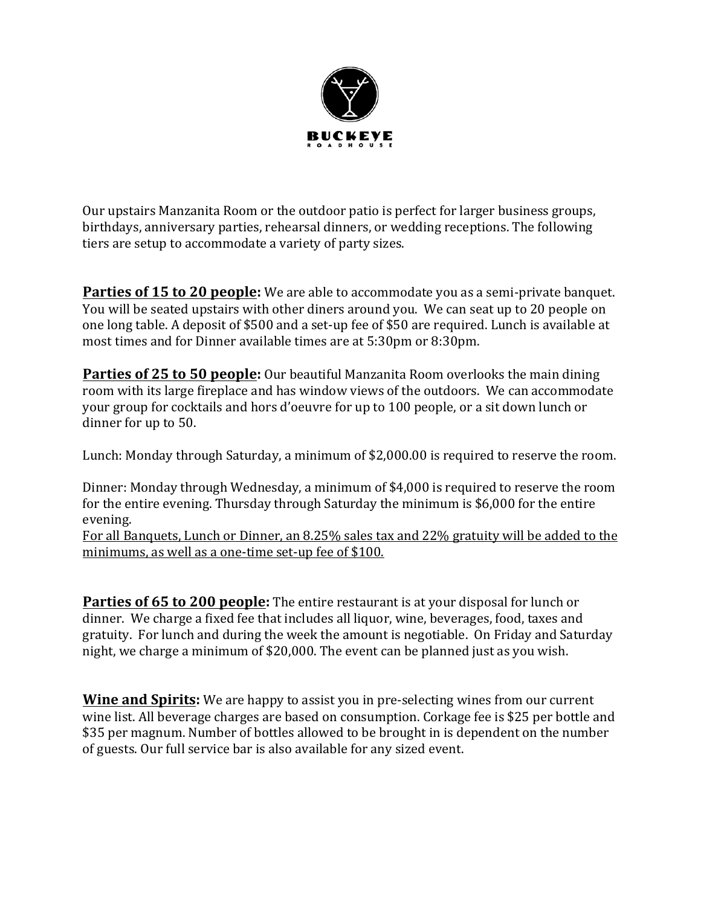BUCKEYE ROADHOUSE

Our upstairs Manzanita Room or the outdoor patio is perfect for larger business groups, birthdays, anniversary parties, rehearsal dinners, or wedding receptions. The following tiers are setup to accommodate a variety of party sizes.

**Parties of 15 to 20 people:** We are able to accommodate you as a semi-private banquet. You will be seated upstairs with other diners around you. We can seat up to 20 people on one long table. A deposit of $500 and a set-up fee of $50 are required. Lunch is available at most times and for Dinner available times are at 5:30pm or 8:30pm.

**Parties of 25 to 50 people:** Our beautiful Manzanita Room overlooks the main dining room with its large fireplace and has window views of the outdoors. We can accommodate your group for cocktails and hors d'oeuvre for up to 100 people, or a sit down lunch or dinner for up to 50.

Lunch: Monday through Saturday, a minimum of $2,000.00 is required to reserve the room.

Dinner: Monday through Wednesday, a minimum of $4,000 is required to reserve the room for the entire evening. Thursday through Saturday the minimum is $6,000 for the entire evening.
For all Banquets, Lunch or Dinner, an 8.25% sales tax and 22% gratuity will be added to the minimums, as well as a one-time set-up fee of $100.

**Parties of 65 to 200 people:** The entire restaurant is at your disposal for lunch or dinner. We charge a fixed fee that includes all liquor, wine, beverages, food, taxes and gratuity. For lunch and during the week the amount is negotiable. On Friday and Saturday night, we charge a minimum of $20,000. The event can be planned just as you wish.

**Wine and Spirits:** We are happy to assist you in pre-selecting wines from our current wine list. All beverage charges are based on consumption. Corkage fee is $25 per bottle and $35 per magnum. Number of bottles allowed to be brought in is dependent on the number of guests. Our full service bar is also available for any sized event.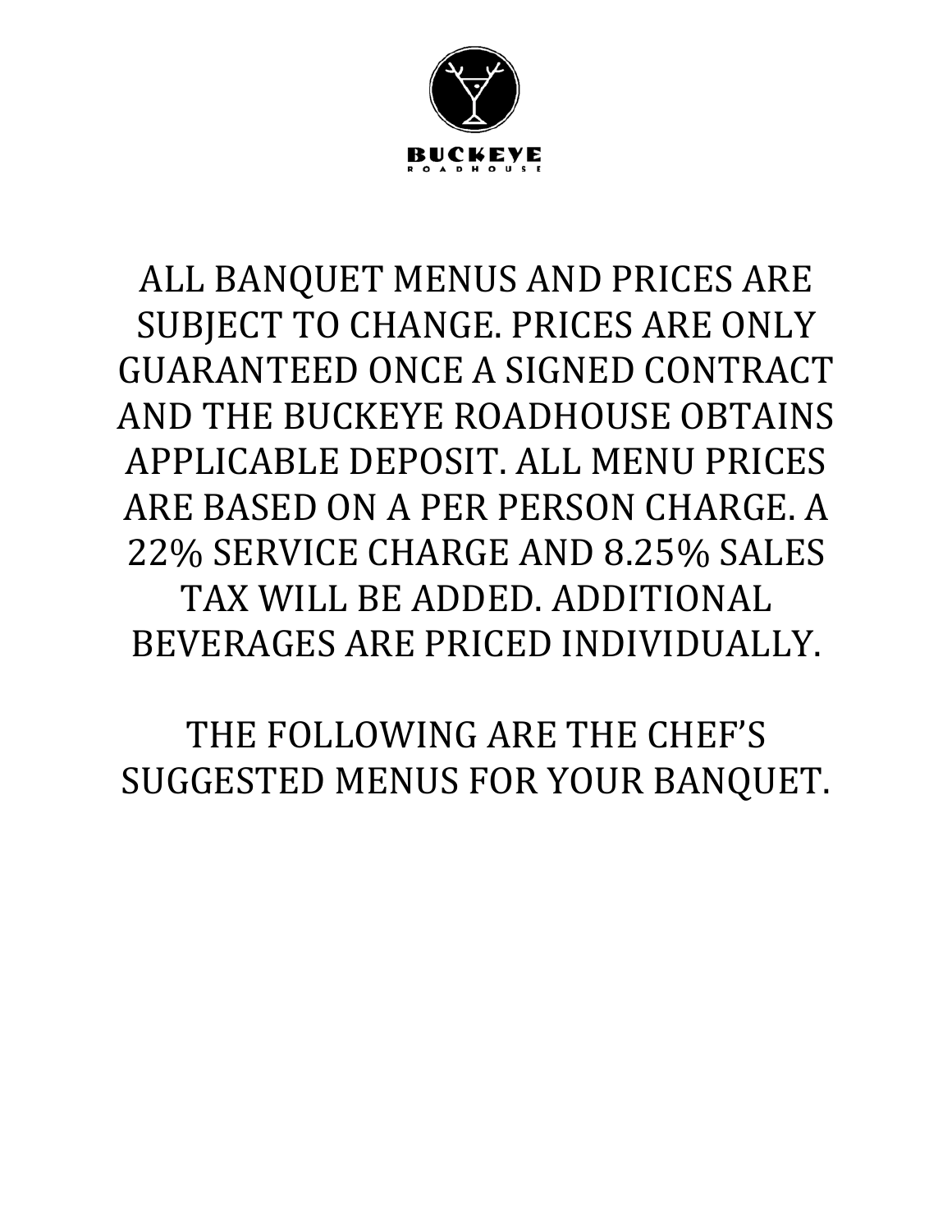BUCKEYE ROADHOUSE

ALL BANQUET MENUS AND PRICES ARE SUBJECT TO CHANGE. PRICES ARE ONLY GUARANTEED ONCE A SIGNED CONTRACT AND THE BUCKEYE ROADHOUSE OBTAINS APPLICABLE DEPOSIT. ALL MENU PRICES ARE BASED ON A PER PERSON CHARGE. A 22% SERVICE CHARGE AND 8.25% SALES TAX WILL BE ADDED. ADDITIONAL BEVERAGES ARE PRICED INDIVIDUALLY.

THE FOLLOWING ARE THE CHEF'S SUGGESTED MENUS FOR YOUR BANQUET.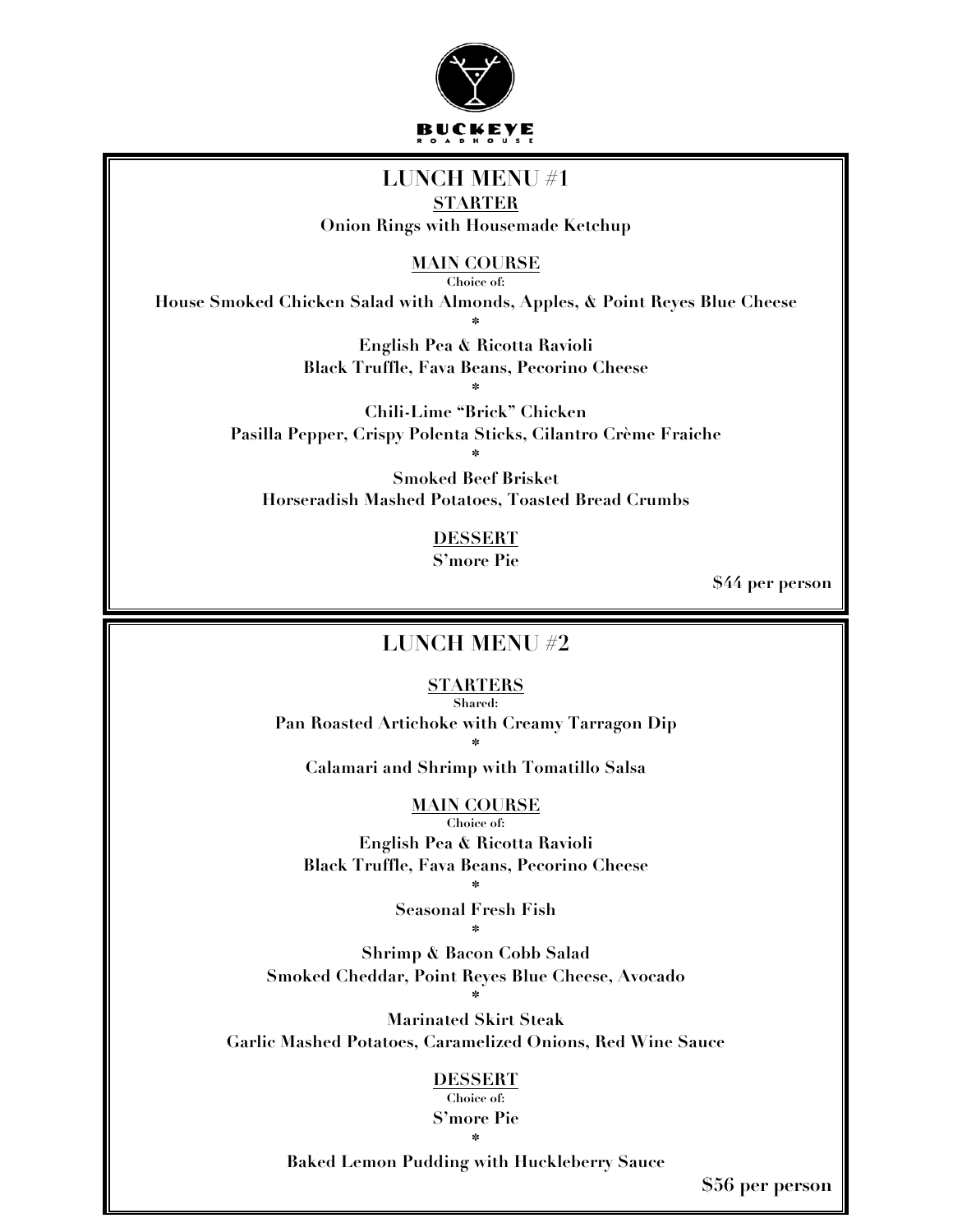BUCKEYE
ROADHOUSE

## LUNCH MENU #1

**STARTER**

**Onion Rings with Housemade Ketchup**

**MAIN COURSE**

Choice of:

**House Smoked Chicken Salad with Almonds, Apples, & Point Reyes Blue Cheese**

*

**English Pea & Ricotta Ravioli**
**Black Truffle, Fava Beans, Pecorino Cheese**

*

**Chili-Lime "Brick" Chicken**
**Pasilla Pepper, Crispy Polenta Sticks, Cilantro Crème Fraiche**

*

**Smoked Beef Brisket**
**Horseradish Mashed Potatoes, Toasted Bread Crumbs**

**DESSERT**

**S'more Pie**

**$44 per person**

## LUNCH MENU #2

**STARTERS**

Shared:

**Pan Roasted Artichoke with Creamy Tarragon Dip**

*

**Calamari and Shrimp with Tomatillo Salsa**

**MAIN COURSE**

Choice of:

**English Pea & Ricotta Ravioli**
**Black Truffle, Fava Beans, Pecorino Cheese**

*

**Seasonal Fresh Fish**

*

**Shrimp & Bacon Cobb Salad**
**Smoked Cheddar, Point Reyes Blue Cheese, Avocado**

*

**Marinated Skirt Steak**
**Garlic Mashed Potatoes, Caramelized Onions, Red Wine Sauce**

**DESSERT**

Choice of:

**S'more Pie**

*

**Baked Lemon Pudding with Huckleberry Sauce**

**$56 per person**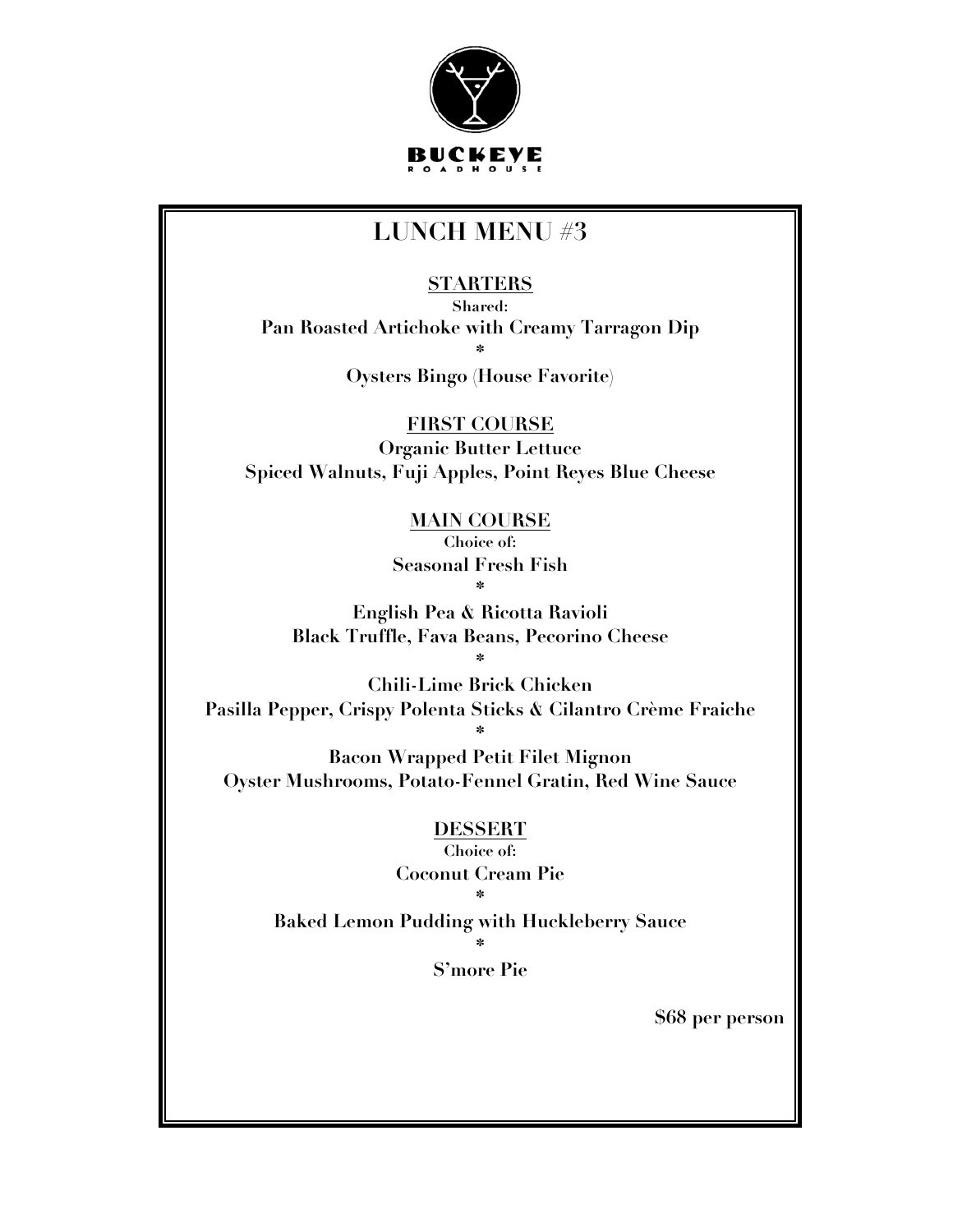BUCKEYE
ROADHOUSE

# LUNCH MENU #3

## STARTERS

**Shared:**

**Pan Roasted Artichoke with Creamy Tarragon Dip**

*

**Oysters Bingo (House Favorite)**

## FIRST COURSE

**Organic Butter Lettuce**
**Spiced Walnuts, Fuji Apples, Point Reyes Blue Cheese**

## MAIN COURSE

**Choice of:**

**Seasonal Fresh Fish**

*

**English Pea & Ricotta Ravioli**
**Black Truffle, Fava Beans, Pecorino Cheese**

*

**Chili-Lime Brick Chicken**
**Pasilla Pepper, Crispy Polenta Sticks & Cilantro Crème Fraiche**

*

**Bacon Wrapped Petit Filet Mignon**
**Oyster Mushrooms, Potato-Fennel Gratin, Red Wine Sauce**

## DESSERT

**Choice of:**

**Coconut Cream Pie**

*

**Baked Lemon Pudding with Huckleberry Sauce**

*

**S'more Pie**

**$68 per person**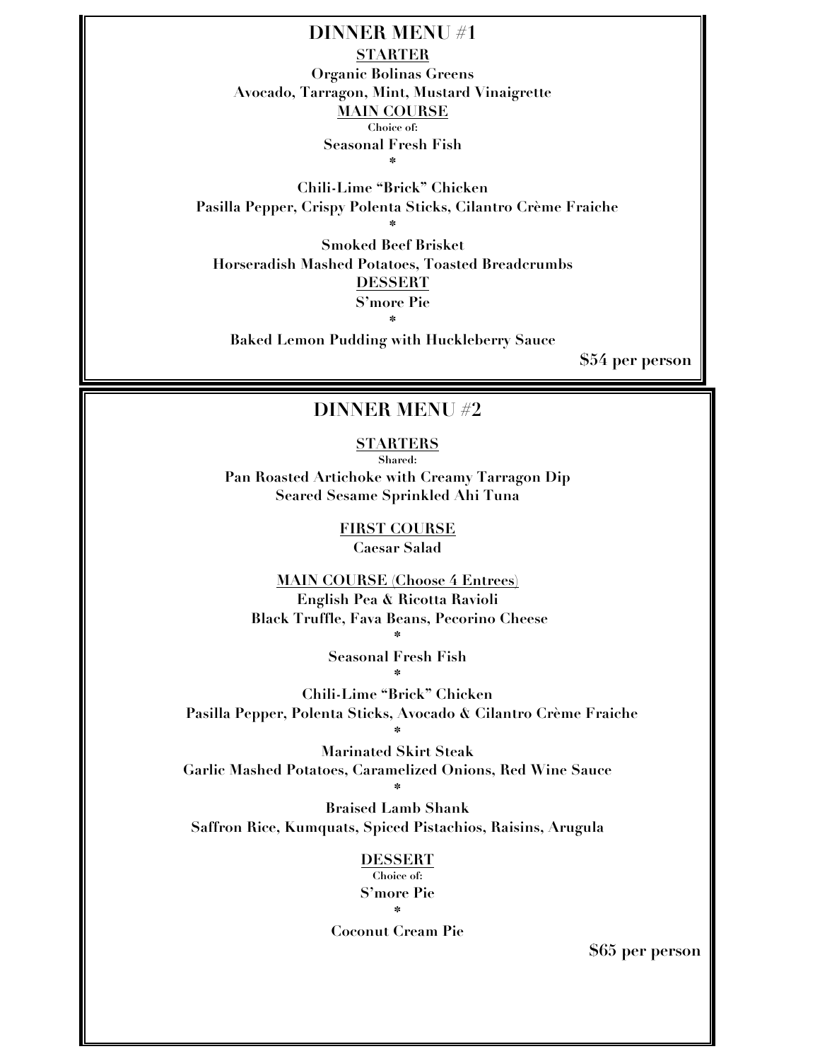# DINNER MENU #1

**STARTER**

**Organic Bolinas Greens**
**Avocado, Tarragon, Mint, Mustard Vinaigrette**

**MAIN COURSE**

Choice of:

**Seasonal Fresh Fish**

*

**Chili-Lime "Brick" Chicken**
**Pasilla Pepper, Crispy Polenta Sticks, Cilantro Crème Fraiche**

*

**Smoked Beef Brisket**
**Horseradish Mashed Potatoes, Toasted Breadcrumbs**

**DESSERT**

**S'more Pie**

*

**Baked Lemon Pudding with Huckleberry Sauce**

**$54 per person**

# DINNER MENU #2

**STARTERS**

Shared:

**Pan Roasted Artichoke with Creamy Tarragon Dip**
**Seared Sesame Sprinkled Ahi Tuna**

**FIRST COURSE**

**Caesar Salad**

**MAIN COURSE (Choose 4 Entrees)**

**English Pea & Ricotta Ravioli**
**Black Truffle, Fava Beans, Pecorino Cheese**

*

**Seasonal Fresh Fish**

*

**Chili-Lime "Brick" Chicken**
**Pasilla Pepper, Polenta Sticks, Avocado & Cilantro Crème Fraiche**

*

**Marinated Skirt Steak**
**Garlic Mashed Potatoes, Caramelized Onions, Red Wine Sauce**

*

**Braised Lamb Shank**
**Saffron Rice, Kumquats, Spiced Pistachios, Raisins, Arugula**

**DESSERT**

Choice of:

**S'more Pie**

*

**Coconut Cream Pie**

**$65 per person**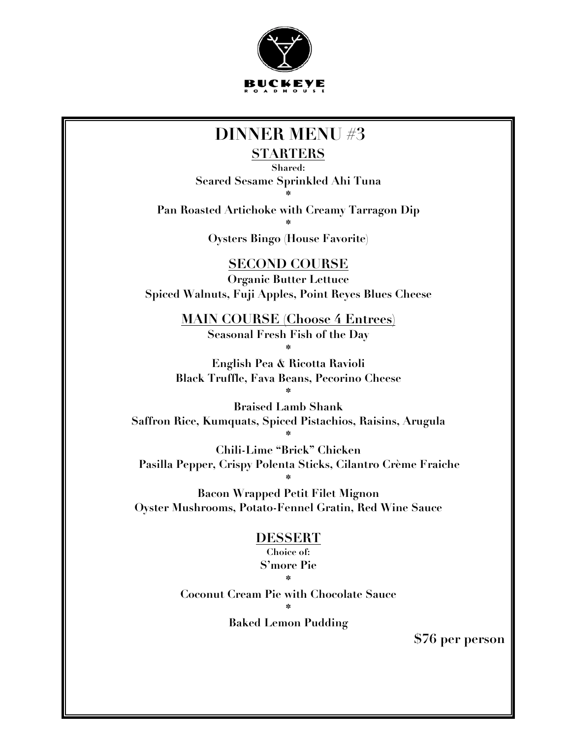BUCKEYE ROADHOUSE

# DINNER MENU #3

## STARTERS

**Shared:**

**Seared Sesame Sprinkled Ahi Tuna**

*

**Pan Roasted Artichoke with Creamy Tarragon Dip**

*

**Oysters Bingo (House Favorite)**

## SECOND COURSE

**Organic Butter Lettuce**
**Spiced Walnuts, Fuji Apples, Point Reyes Blues Cheese**

## MAIN COURSE (Choose 4 Entrees)

**Seasonal Fresh Fish of the Day**

*

**English Pea & Ricotta Ravioli**
**Black Truffle, Fava Beans, Pecorino Cheese**

*

**Braised Lamb Shank**
**Saffron Rice, Kumquats, Spiced Pistachios, Raisins, Arugula**

*

**Chili-Lime "Brick" Chicken**
**Pasilla Pepper, Crispy Polenta Sticks, Cilantro Crème Fraiche**

*

**Bacon Wrapped Petit Filet Mignon**
**Oyster Mushrooms, Potato-Fennel Gratin, Red Wine Sauce**

## DESSERT

**Choice of:**

**S'more Pie**

*

**Coconut Cream Pie with Chocolate Sauce**

*

**Baked Lemon Pudding**

**$76 per person**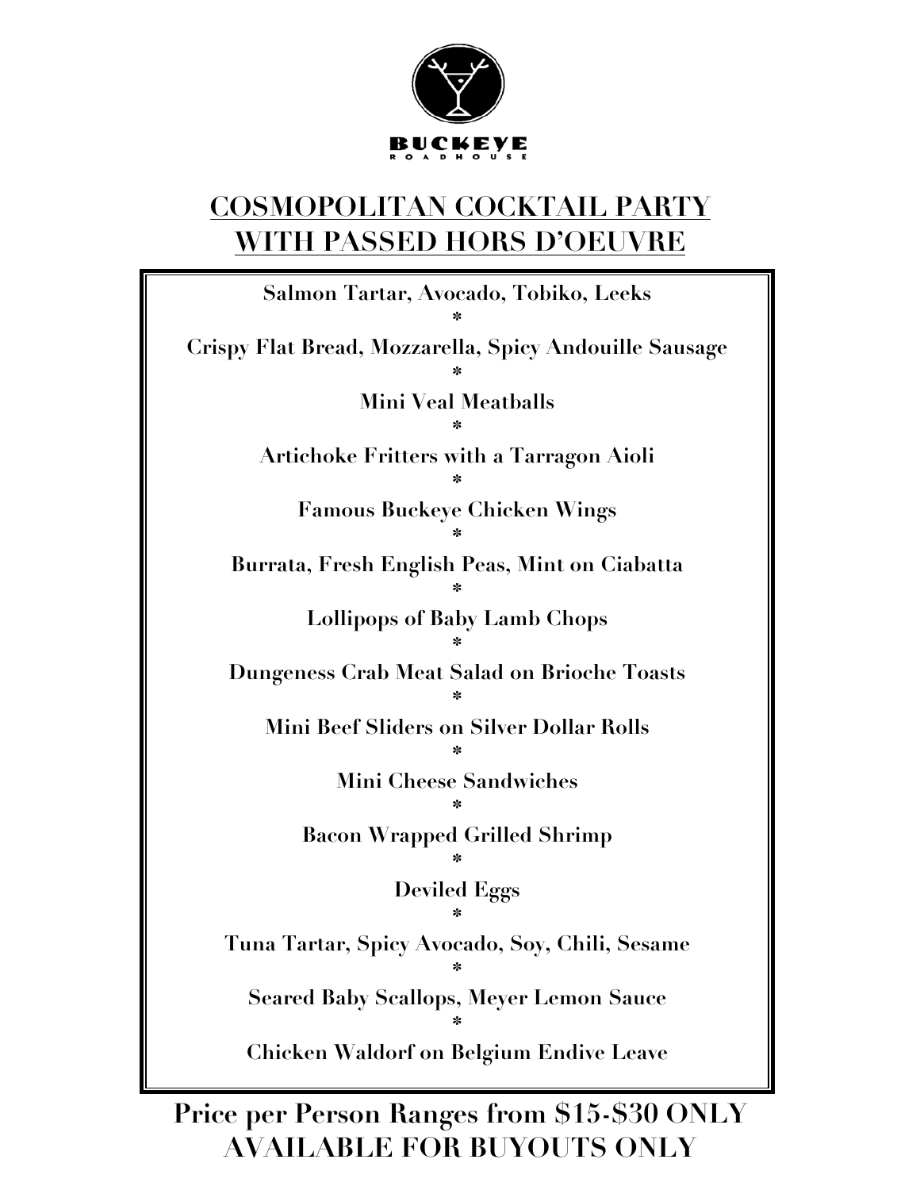BUCKEYE ROADHOUSE

# COSMOPOLITAN COCKTAIL PARTY WITH PASSED HORS D'OEUVRE

**Salmon Tartar, Avocado, Tobiko, Leeks**

*

**Crispy Flat Bread, Mozzarella, Spicy Andouille Sausage**

*

**Mini Veal Meatballs**

*

**Artichoke Fritters with a Tarragon Aioli**

*

**Famous Buckeye Chicken Wings**

*

**Burrata, Fresh English Peas, Mint on Ciabatta**

*

**Lollipops of Baby Lamb Chops**

*

**Dungeness Crab Meat Salad on Brioche Toasts**

*

**Mini Beef Sliders on Silver Dollar Rolls**

*

**Mini Cheese Sandwiches**

*

**Bacon Wrapped Grilled Shrimp**

*

**Deviled Eggs**

*

**Tuna Tartar, Spicy Avocado, Soy, Chili, Sesame**

*

**Seared Baby Scallops, Meyer Lemon Sauce**

*

**Chicken Waldorf on Belgium Endive Leave**

**Price per Person Ranges from $15-$30 ONLY**
**AVAILABLE FOR BUYOUTS ONLY**